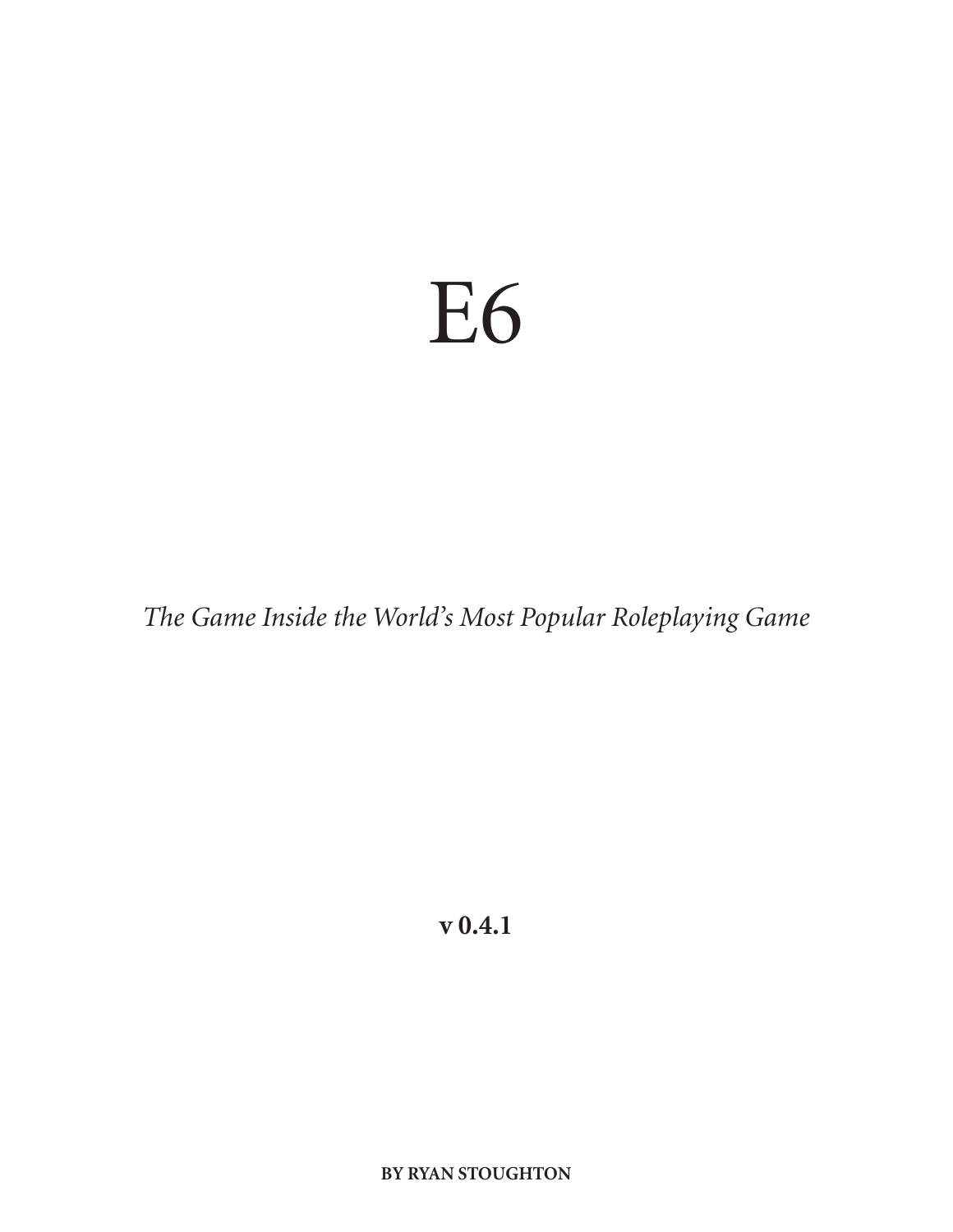# E6

*The Game Inside the World's Most Popular Roleplaying Game*

**v 0.4.1**

**BY RYAN STOUGHTON**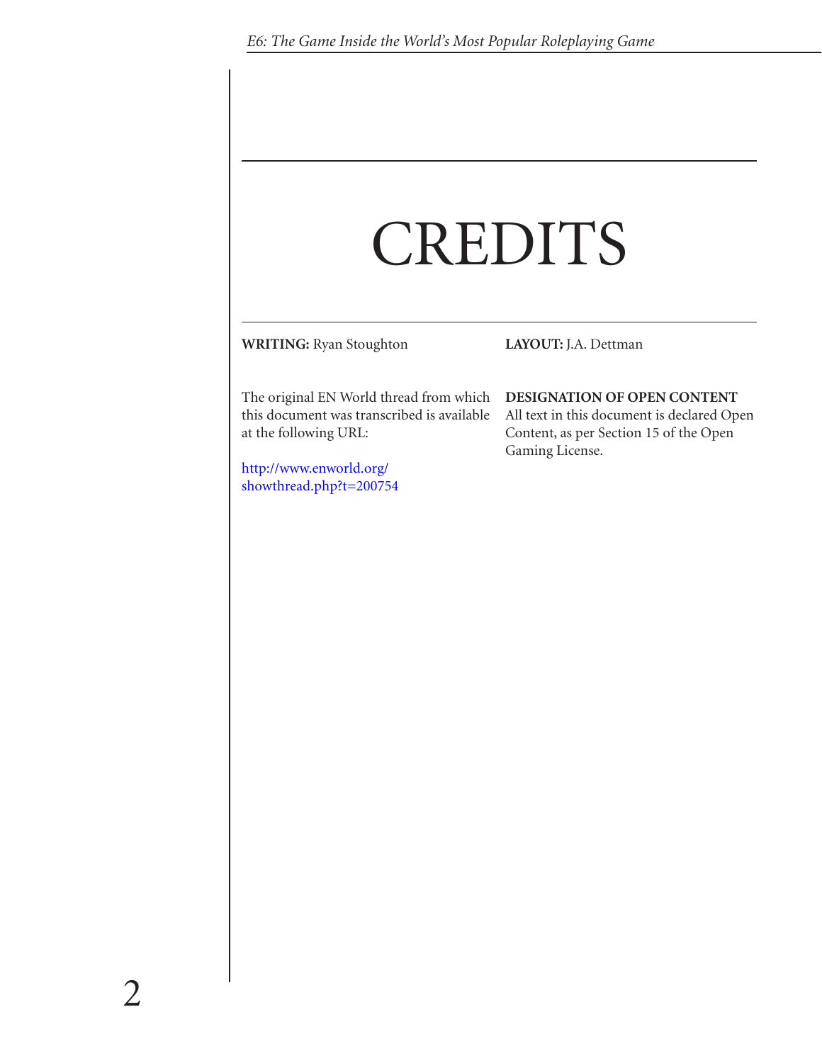# CREDITS

**WRITING:** Ryan Stoughton

**LAYOUT:** J.A. Dettman

The original EN World thread from which this document was transcribed is available at the following URL:

http://www.enworld.org/showthread.php?t=200754

**DESIGNATION OF OPEN CONTENT**
All text in this document is declared Open Content, as per Section 15 of the Open Gaming License.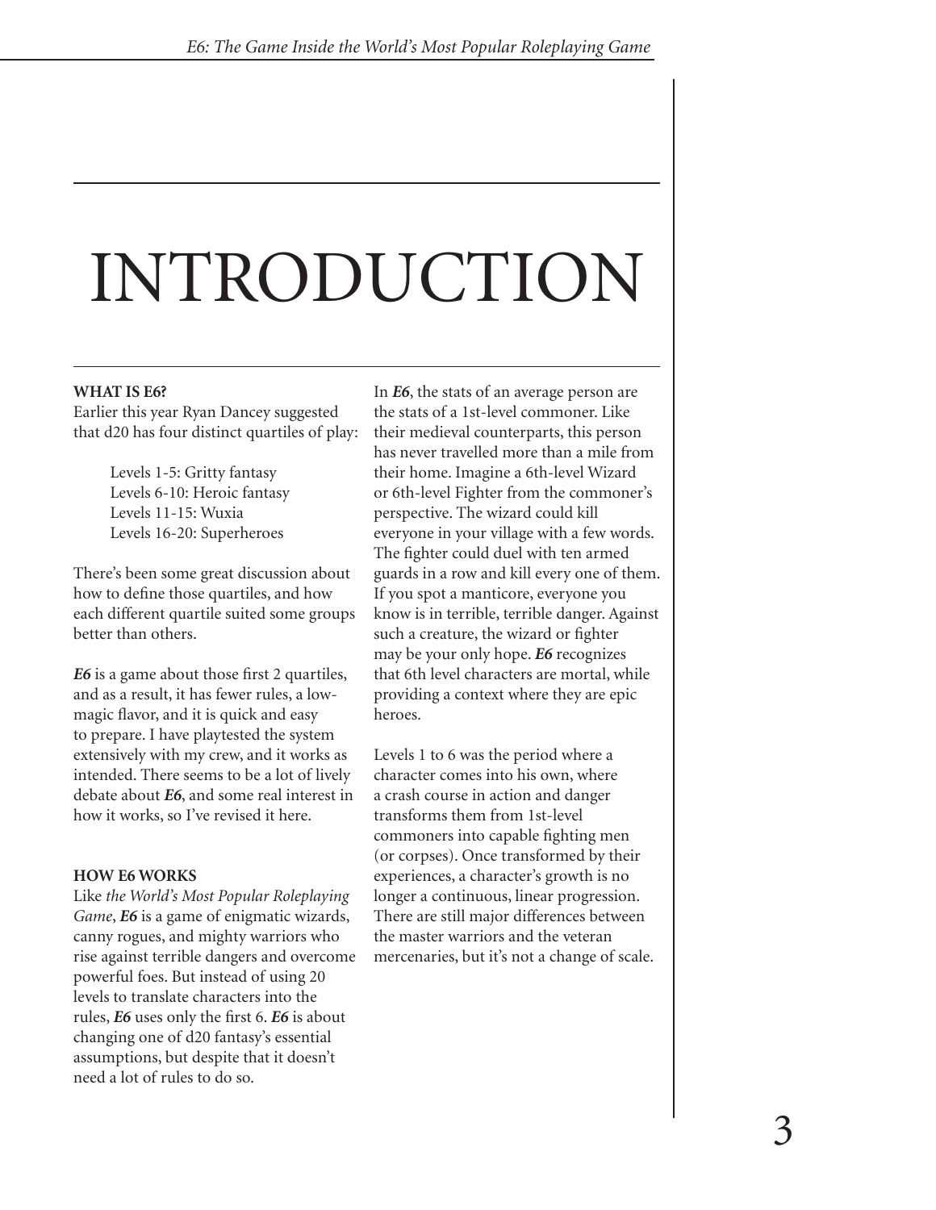# INTRODUCTION

## WHAT IS E6?

Earlier this year Ryan Dancey suggested that d20 has four distinct quartiles of play:

> Levels 1-5: Gritty fantasy
> Levels 6-10: Heroic fantasy
> Levels 11-15: Wuxia
> Levels 16-20: Superheroes

There's been some great discussion about how to define those quartiles, and how each different quartile suited some groups better than others.

***E6*** is a game about those first 2 quartiles, and as a result, it has fewer rules, a low-magic flavor, and it is quick and easy to prepare. I have playtested the system extensively with my crew, and it works as intended. There seems to be a lot of lively debate about ***E6***, and some real interest in how it works, so I've revised it here.

## HOW E6 WORKS

Like *the World's Most Popular Roleplaying Game*, ***E6*** is a game of enigmatic wizards, canny rogues, and mighty warriors who rise against terrible dangers and overcome powerful foes. But instead of using 20 levels to translate characters into the rules, ***E6*** uses only the first 6. ***E6*** is about changing one of d20 fantasy's essential assumptions, but despite that it doesn't need a lot of rules to do so.

In ***E6***, the stats of an average person are the stats of a 1st-level commoner. Like their medieval counterparts, this person has never travelled more than a mile from their home. Imagine a 6th-level Wizard or 6th-level Fighter from the commoner's perspective. The wizard could kill everyone in your village with a few words. The fighter could duel with ten armed guards in a row and kill every one of them. If you spot a manticore, everyone you know is in terrible, terrible danger. Against such a creature, the wizard or fighter may be your only hope. ***E6*** recognizes that 6th level characters are mortal, while providing a context where they are epic heroes.

Levels 1 to 6 was the period where a character comes into his own, where a crash course in action and danger transforms them from 1st-level commoners into capable fighting men (or corpses). Once transformed by their experiences, a character's growth is no longer a continuous, linear progression. There are still major differences between the master warriors and the veteran mercenaries, but it's not a change of scale.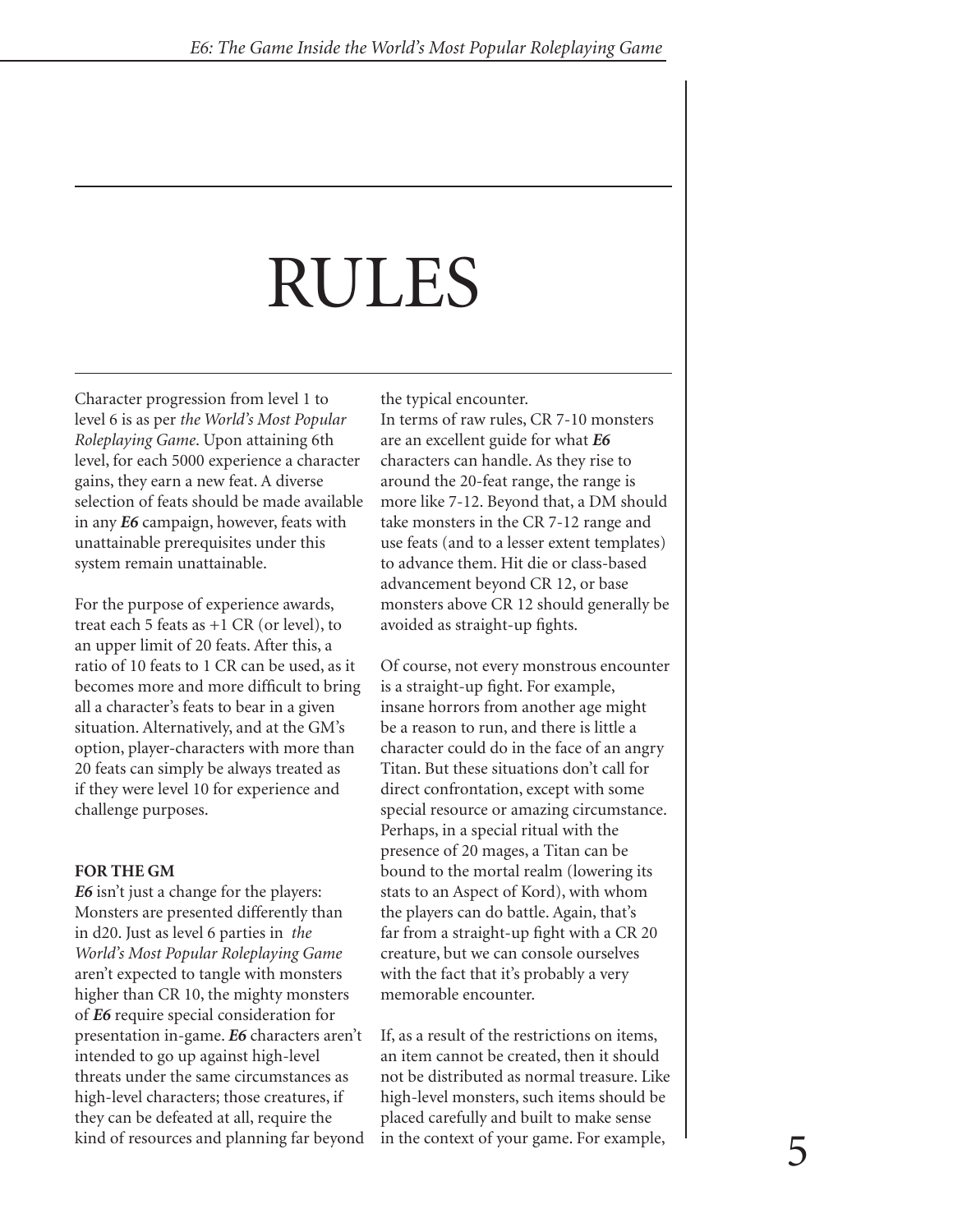# RULES

Character progression from level 1 to level 6 is as per *the World's Most Popular Roleplaying Game*. Upon attaining 6th level, for each 5000 experience a character gains, they earn a new feat. A diverse selection of feats should be made available in any ***E6*** campaign, however, feats with unattainable prerequisites under this system remain unattainable.

For the purpose of experience awards, treat each 5 feats as +1 CR (or level), to an upper limit of 20 feats. After this, a ratio of 10 feats to 1 CR can be used, as it becomes more and more difficult to bring all a character's feats to bear in a given situation. Alternatively, and at the GM's option, player-characters with more than 20 feats can simply be always treated as if they were level 10 for experience and challenge purposes.

**FOR THE GM**

***E6*** isn't just a change for the players: Monsters are presented differently than in d20. Just as level 6 parties in *the World's Most Popular Roleplaying Game* aren't expected to tangle with monsters higher than CR 10, the mighty monsters of ***E6*** require special consideration for presentation in-game. ***E6*** characters aren't intended to go up against high-level threats under the same circumstances as high-level characters; those creatures, if they can be defeated at all, require the kind of resources and planning far beyond the typical encounter.

In terms of raw rules, CR 7-10 monsters are an excellent guide for what ***E6*** characters can handle. As they rise to around the 20-feat range, the range is more like 7-12. Beyond that, a DM should take monsters in the CR 7-12 range and use feats (and to a lesser extent templates) to advance them. Hit die or class-based advancement beyond CR 12, or base monsters above CR 12 should generally be avoided as straight-up fights.

Of course, not every monstrous encounter is a straight-up fight. For example, insane horrors from another age might be a reason to run, and there is little a character could do in the face of an angry Titan. But these situations don't call for direct confrontation, except with some special resource or amazing circumstance. Perhaps, in a special ritual with the presence of 20 mages, a Titan can be bound to the mortal realm (lowering its stats to an Aspect of Kord), with whom the players can do battle. Again, that's far from a straight-up fight with a CR 20 creature, but we can console ourselves with the fact that it's probably a very memorable encounter.

If, as a result of the restrictions on items, an item cannot be created, then it should not be distributed as normal treasure. Like high-level monsters, such items should be placed carefully and built to make sense in the context of your game. For example,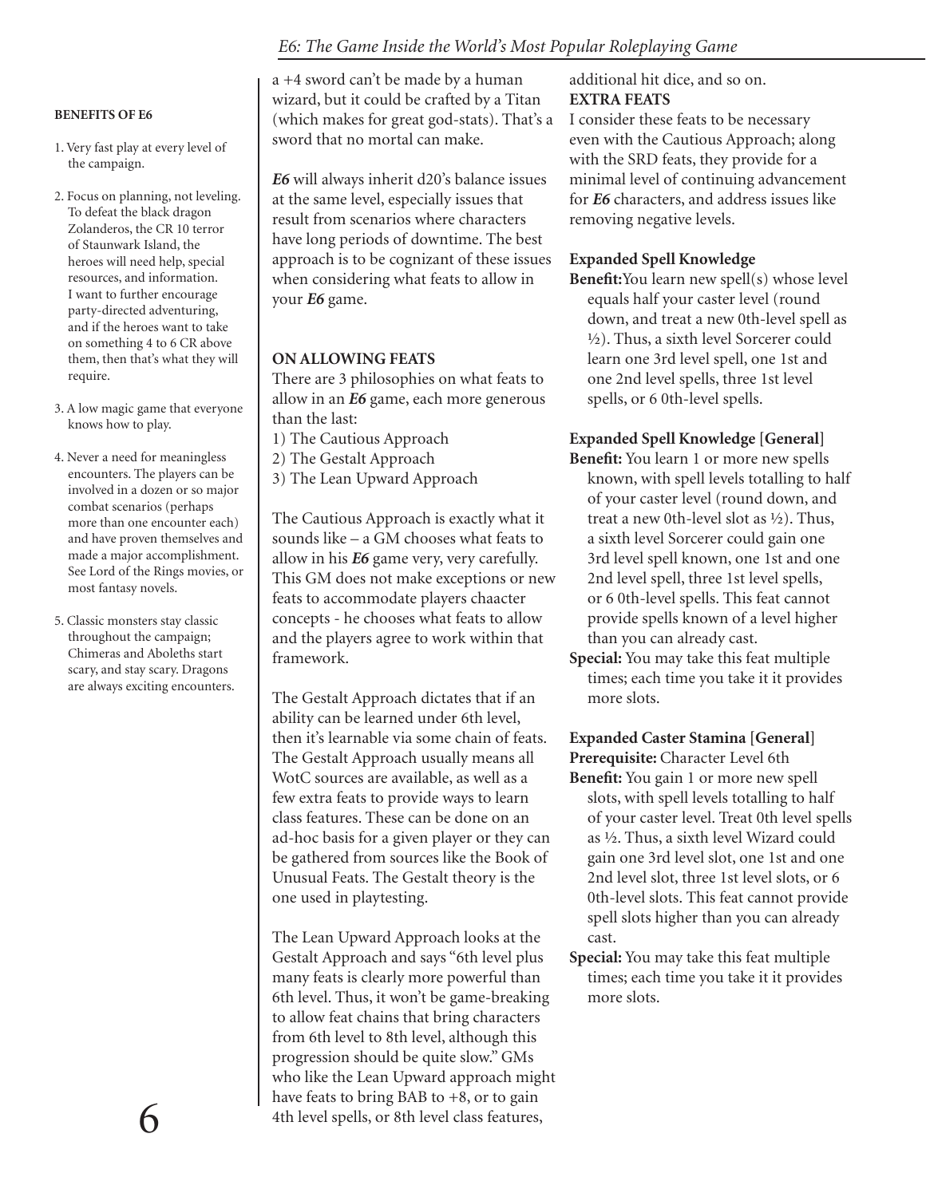**BENEFITS OF E6**

1. Very fast play at every level of the campaign.
2. Focus on planning, not leveling. To defeat the black dragon Zolanderos, the CR 10 terror of Staunwark Island, the heroes will need help, special resources, and information. I want to further encourage party-directed adventuring, and if the heroes want to take on something 4 to 6 CR above them, then that's what they will require.
3. A low magic game that everyone knows how to play.
4. Never a need for meaningless encounters. The players can be involved in a dozen or so major combat scenarios (perhaps more than one encounter each) and have proven themselves and made a major accomplishment. See Lord of the Rings movies, or most fantasy novels.
5. Classic monsters stay classic throughout the campaign; Chimeras and Aboleths start scary, and stay scary. Dragons are always exciting encounters.

a +4 sword can't be made by a human wizard, but it could be crafted by a Titan (which makes for great god-stats). That's a sword that no mortal can make.

***E6*** will always inherit d20's balance issues at the same level, especially issues that result from scenarios where characters have long periods of downtime. The best approach is to be cognizant of these issues when considering what feats to allow in your ***E6*** game.

**ON ALLOWING FEATS**

There are 3 philosophies on what feats to allow in an ***E6*** game, each more generous than the last:

1) The Cautious Approach
2) The Gestalt Approach
3) The Lean Upward Approach

The Cautious Approach is exactly what it sounds like – a GM chooses what feats to allow in his ***E6*** game very, very carefully. This GM does not make exceptions or new feats to accommodate players chaacter concepts - he chooses what feats to allow and the players agree to work within that framework.

The Gestalt Approach dictates that if an ability can be learned under 6th level, then it's learnable via some chain of feats. The Gestalt Approach usually means all WotC sources are available, as well as a few extra feats to provide ways to learn class features. These can be done on an ad-hoc basis for a given player or they can be gathered from sources like the Book of Unusual Feats. The Gestalt theory is the one used in playtesting.

The Lean Upward Approach looks at the Gestalt Approach and says "6th level plus many feats is clearly more powerful than 6th level. Thus, it won't be game-breaking to allow feat chains that bring characters from 6th level to 8th level, although this progression should be quite slow." GMs who like the Lean Upward approach might have feats to bring BAB to +8, or to gain 4th level spells, or 8th level class features, additional hit dice, and so on.

**EXTRA FEATS**

I consider these feats to be necessary even with the Cautious Approach; along with the SRD feats, they provide for a minimal level of continuing advancement for ***E6*** characters, and address issues like removing negative levels.

**Expanded Spell Knowledge**

**Benefit:** You learn new spell(s) whose level equals half your caster level (round down, and treat a new 0th-level spell as ½). Thus, a sixth level Sorcerer could learn one 3rd level spell, one 1st and one 2nd level spells, three 1st level spells, or 6 0th-level spells.

**Expanded Spell Knowledge [General]**

**Benefit:** You learn 1 or more new spells known, with spell levels totalling to half of your caster level (round down, and treat a new 0th-level slot as ½). Thus, a sixth level Sorcerer could gain one 3rd level spell known, one 1st and one 2nd level spell, three 1st level spells, or 6 0th-level spells. This feat cannot provide spells known of a level higher than you can already cast.

**Special:** You may take this feat multiple times; each time you take it it provides more slots.

**Expanded Caster Stamina [General]**

**Prerequisite:** Character Level 6th

**Benefit:** You gain 1 or more new spell slots, with spell levels totalling to half of your caster level. Treat 0th level spells as ½. Thus, a sixth level Wizard could gain one 3rd level slot, one 1st and one 2nd level slot, three 1st level slots, or 6 0th-level slots. This feat cannot provide spell slots higher than you can already cast.

**Special:** You may take this feat multiple times; each time you take it it provides more slots.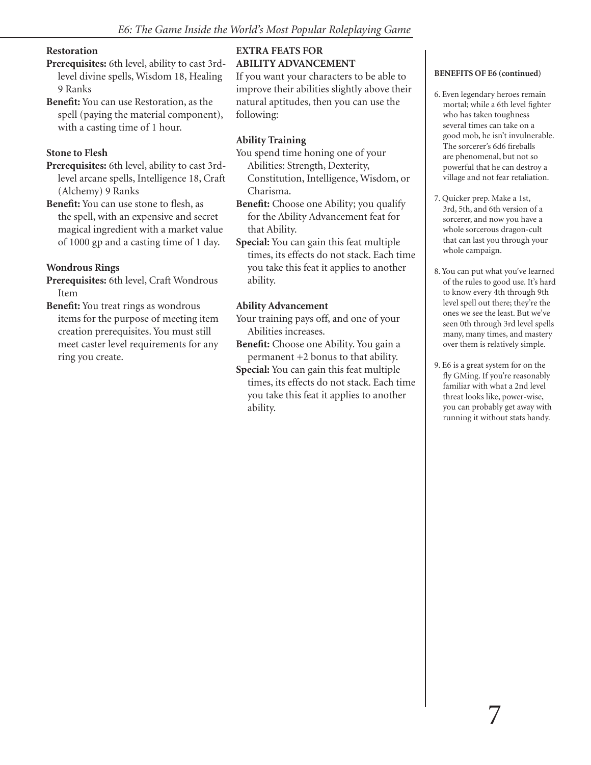### Restoration

**Prerequisites:** 6th level, ability to cast 3rd-level divine spells, Wisdom 18, Healing 9 Ranks

**Benefit:** You can use Restoration, as the spell (paying the material component), with a casting time of 1 hour.

### Stone to Flesh

**Prerequisites:** 6th level, ability to cast 3rd-level arcane spells, Intelligence 18, Craft (Alchemy) 9 Ranks

**Benefit:** You can use stone to flesh, as the spell, with an expensive and secret magical ingredient with a market value of 1000 gp and a casting time of 1 day.

### Wondrous Rings

**Prerequisites:** 6th level, Craft Wondrous Item

**Benefit:** You treat rings as wondrous items for the purpose of meeting item creation prerequisites. You must still meet caster level requirements for any ring you create.

## EXTRA FEATS FOR ABILITY ADVANCEMENT

If you want your characters to be able to improve their abilities slightly above their natural aptitudes, then you can use the following:

### Ability Training

You spend time honing one of your Abilities: Strength, Dexterity, Constitution, Intelligence, Wisdom, or Charisma.

**Benefit:** Choose one Ability; you qualify for the Ability Advancement feat for that Ability.

**Special:** You can gain this feat multiple times, its effects do not stack. Each time you take this feat it applies to another ability.

### Ability Advancement

Your training pays off, and one of your Abilities increases.

**Benefit:** Choose one Ability. You gain a permanent +2 bonus to that ability.

**Special:** You can gain this feat multiple times, its effects do not stack. Each time you take this feat it applies to another ability.

**BENEFITS OF E6 (continued)**

6. Even legendary heroes remain mortal; while a 6th level fighter who has taken toughness several times can take on a good mob, he isn't invulnerable. The sorcerer's 6d6 fireballs are phenomenal, but not so powerful that he can destroy a village and not fear retaliation.

7. Quicker prep. Make a 1st, 3rd, 5th, and 6th version of a sorcerer, and now you have a whole sorcerous dragon-cult that can last you through your whole campaign.

8. You can put what you've learned of the rules to good use. It's hard to know every 4th through 9th level spell out there; they're the ones we see the least. But we've seen 0th through 3rd level spells many, many times, and mastery over them is relatively simple.

9. E6 is a great system for on the fly GMing. If you're reasonably familiar with what a 2nd level threat looks like, power-wise, you can probably get away with running it without stats handy.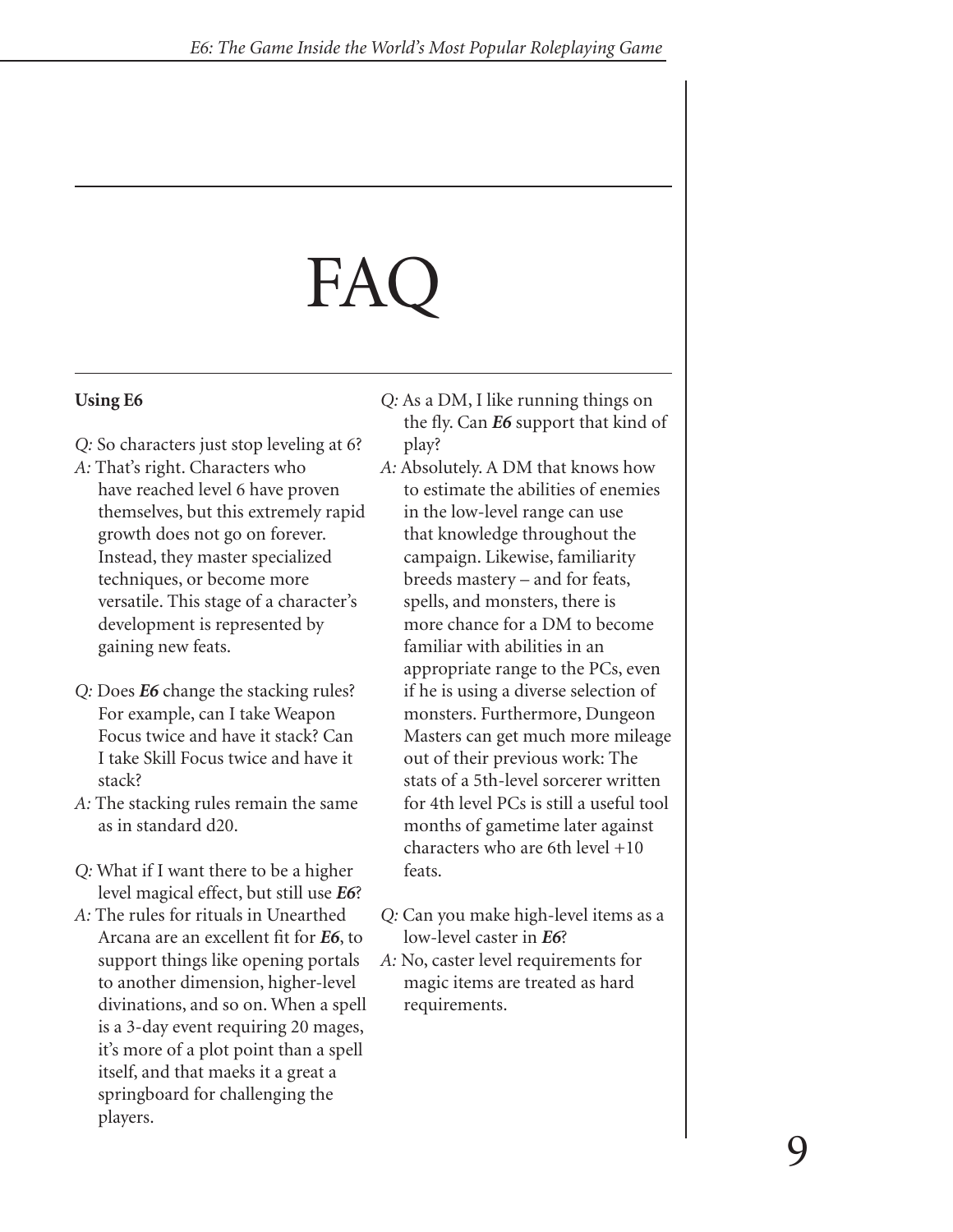# FAQ

### Using E6

*Q:* So characters just stop leveling at 6?

*A:* That's right. Characters who have reached level 6 have proven themselves, but this extremely rapid growth does not go on forever. Instead, they master specialized techniques, or become more versatile. This stage of a character's development is represented by gaining new feats.

*Q:* Does ***E6*** change the stacking rules? For example, can I take Weapon Focus twice and have it stack? Can I take Skill Focus twice and have it stack?

*A:* The stacking rules remain the same as in standard d20.

*Q:* What if I want there to be a higher level magical effect, but still use ***E6***?

*A:* The rules for rituals in Unearthed Arcana are an excellent fit for ***E6***, to support things like opening portals to another dimension, higher-level divinations, and so on. When a spell is a 3-day event requiring 20 mages, it's more of a plot point than a spell itself, and that maeks it a great a springboard for challenging the players.

*Q:* As a DM, I like running things on the fly. Can ***E6*** support that kind of play?

*A:* Absolutely. A DM that knows how to estimate the abilities of enemies in the low-level range can use that knowledge throughout the campaign. Likewise, familiarity breeds mastery – and for feats, spells, and monsters, there is more chance for a DM to become familiar with abilities in an appropriate range to the PCs, even if he is using a diverse selection of monsters. Furthermore, Dungeon Masters can get much more mileage out of their previous work: The stats of a 5th-level sorcerer written for 4th level PCs is still a useful tool months of gametime later against characters who are 6th level +10 feats.

*Q:* Can you make high-level items as a low-level caster in ***E6***?

*A:* No, caster level requirements for magic items are treated as hard requirements.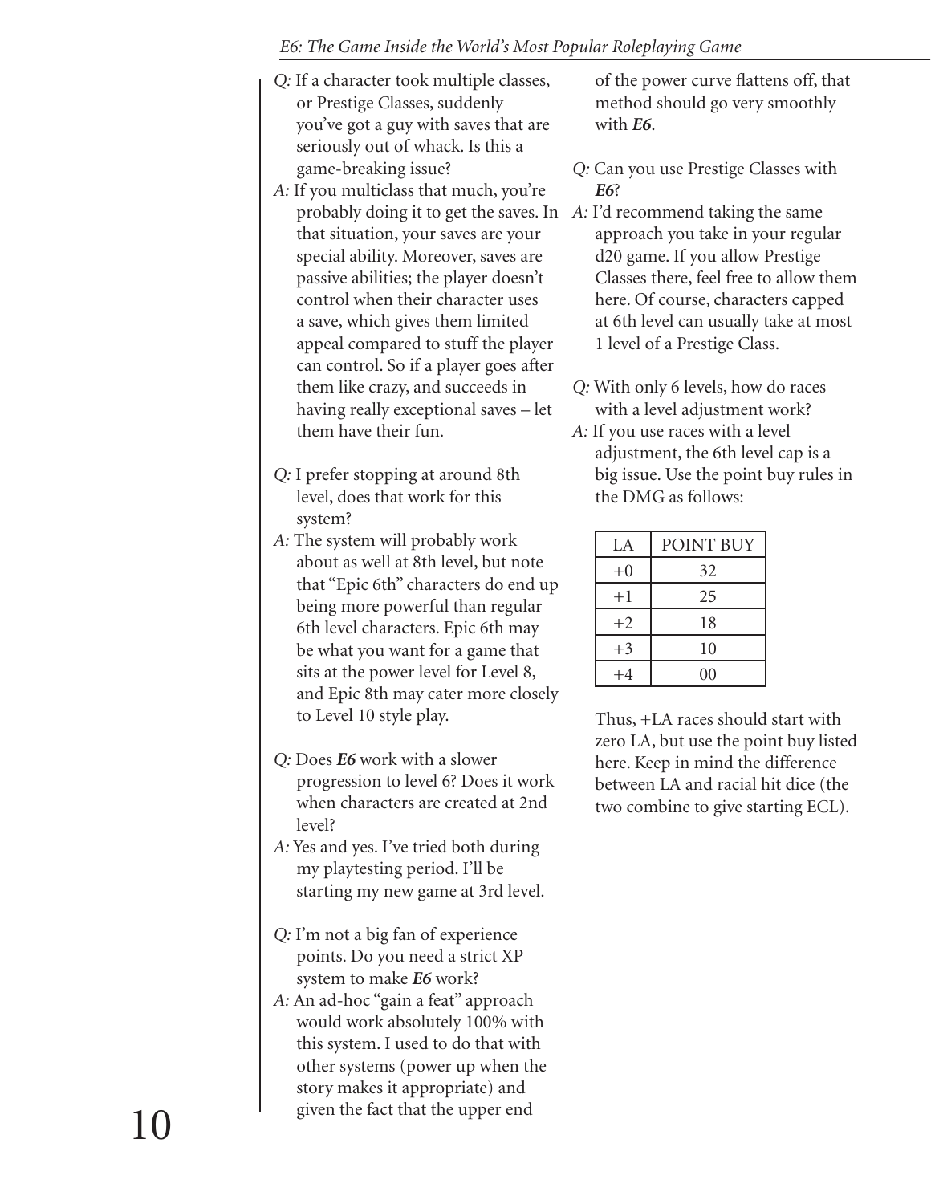*Q:* If a character took multiple classes, or Prestige Classes, suddenly you've got a guy with saves that are seriously out of whack. Is this a game-breaking issue?

*A:* If you multiclass that much, you're probably doing it to get the saves. In that situation, your saves are your special ability. Moreover, saves are passive abilities; the player doesn't control when their character uses a save, which gives them limited appeal compared to stuff the player can control. So if a player goes after them like crazy, and succeeds in having really exceptional saves – let them have their fun.

*Q:* I prefer stopping at around 8th level, does that work for this system?

*A:* The system will probably work about as well at 8th level, but note that "Epic 6th" characters do end up being more powerful than regular 6th level characters. Epic 6th may be what you want for a game that sits at the power level for Level 8, and Epic 8th may cater more closely to Level 10 style play.

*Q:* Does ***E6*** work with a slower progression to level 6? Does it work when characters are created at 2nd level?

*A:* Yes and yes. I've tried both during my playtesting period. I'll be starting my new game at 3rd level.

*Q:* I'm not a big fan of experience points. Do you need a strict XP system to make ***E6*** work?

*A:* An ad-hoc "gain a feat" approach would work absolutely 100% with this system. I used to do that with other systems (power up when the story makes it appropriate) and given the fact that the upper end of the power curve flattens off, that method should go very smoothly with ***E6***.

*Q:* Can you use Prestige Classes with ***E6***?

*A:* I'd recommend taking the same approach you take in your regular d20 game. If you allow Prestige Classes there, feel free to allow them here. Of course, characters capped at 6th level can usually take at most 1 level of a Prestige Class.

*Q:* With only 6 levels, how do races with a level adjustment work?

*A:* If you use races with a level adjustment, the 6th level cap is a big issue. Use the point buy rules in the DMG as follows:

| LA | POINT BUY |
|---|---|
| +0 | 32 |
| +1 | 25 |
| +2 | 18 |
| +3 | 10 |
| +4 | 00 |

Thus, +LA races should start with zero LA, but use the point buy listed here. Keep in mind the difference between LA and racial hit dice (the two combine to give starting ECL).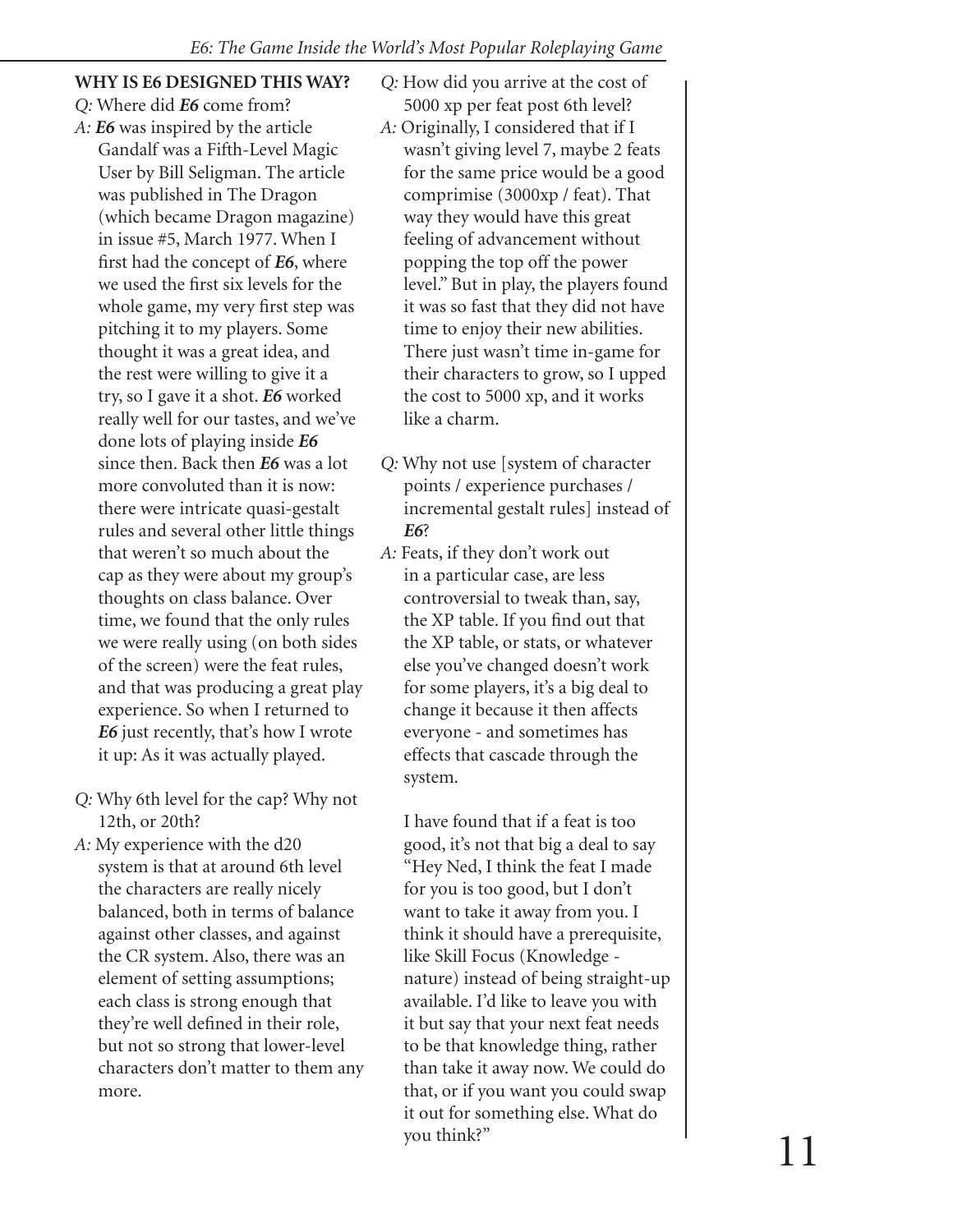## WHY IS E6 DESIGNED THIS WAY?

*Q:* Where did ***E6*** come from?

*A:* ***E6*** was inspired by the article Gandalf was a Fifth-Level Magic User by Bill Seligman. The article was published in The Dragon (which became Dragon magazine) in issue #5, March 1977. When I first had the concept of ***E6***, where we used the first six levels for the whole game, my very first step was pitching it to my players. Some thought it was a great idea, and the rest were willing to give it a try, so I gave it a shot. ***E6*** worked really well for our tastes, and we've done lots of playing inside ***E6*** since then. Back then ***E6*** was a lot more convoluted than it is now: there were intricate quasi-gestalt rules and several other little things that weren't so much about the cap as they were about my group's thoughts on class balance. Over time, we found that the only rules we were really using (on both sides of the screen) were the feat rules, and that was producing a great play experience. So when I returned to ***E6*** just recently, that's how I wrote it up: As it was actually played.

*Q:* Why 6th level for the cap? Why not 12th, or 20th?

*A:* My experience with the d20 system is that at around 6th level the characters are really nicely balanced, both in terms of balance against other classes, and against the CR system. Also, there was an element of setting assumptions; each class is strong enough that they're well defined in their role, but not so strong that lower-level characters don't matter to them any more.

*Q:* How did you arrive at the cost of 5000 xp per feat post 6th level?

*A:* Originally, I considered that if I wasn't giving level 7, maybe 2 feats for the same price would be a good comprimise (3000xp / feat). That way they would have this great feeling of advancement without popping the top off the power level." But in play, the players found it was so fast that they did not have time to enjoy their new abilities. There just wasn't time in-game for their characters to grow, so I upped the cost to 5000 xp, and it works like a charm.

*Q:* Why not use [system of character points / experience purchases / incremental gestalt rules] instead of ***E6***?

*A:* Feats, if they don't work out in a particular case, are less controversial to tweak than, say, the XP table. If you find out that the XP table, or stats, or whatever else you've changed doesn't work for some players, it's a big deal to change it because it then affects everyone - and sometimes has effects that cascade through the system.

I have found that if a feat is too good, it's not that big a deal to say "Hey Ned, I think the feat I made for you is too good, but I don't want to take it away from you. I think it should have a prerequisite, like Skill Focus (Knowledge - nature) instead of being straight-up available. I'd like to leave you with it but say that your next feat needs to be that knowledge thing, rather than take it away now. We could do that, or if you want you could swap it out for something else. What do you think?"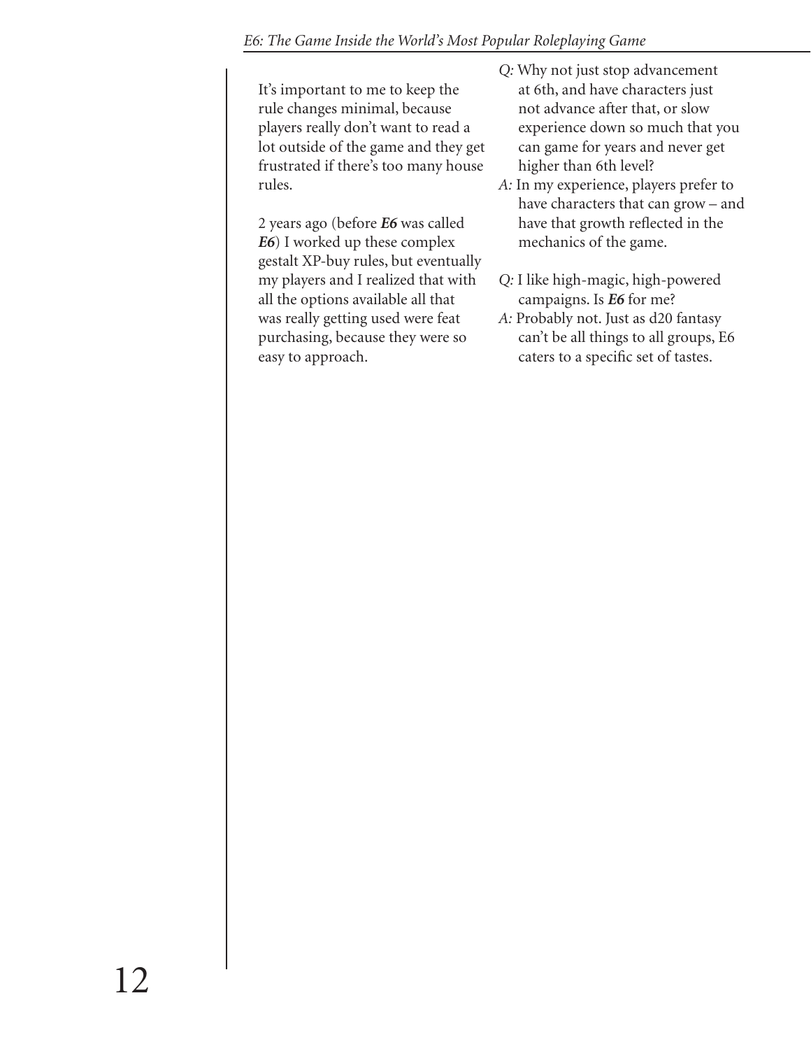It's important to me to keep the rule changes minimal, because players really don't want to read a lot outside of the game and they get frustrated if there's too many house rules.

2 years ago (before ***E6*** was called ***E6***) I worked up these complex gestalt XP-buy rules, but eventually my players and I realized that with all the options available all that was really getting used were feat purchasing, because they were so easy to approach.

*Q:* Why not just stop advancement at 6th, and have characters just not advance after that, or slow experience down so much that you can game for years and never get higher than 6th level?

*A:* In my experience, players prefer to have characters that can grow – and have that growth reflected in the mechanics of the game.

*Q:* I like high-magic, high-powered campaigns. Is ***E6*** for me?

*A:* Probably not. Just as d20 fantasy can't be all things to all groups, E6 caters to a specific set of tastes.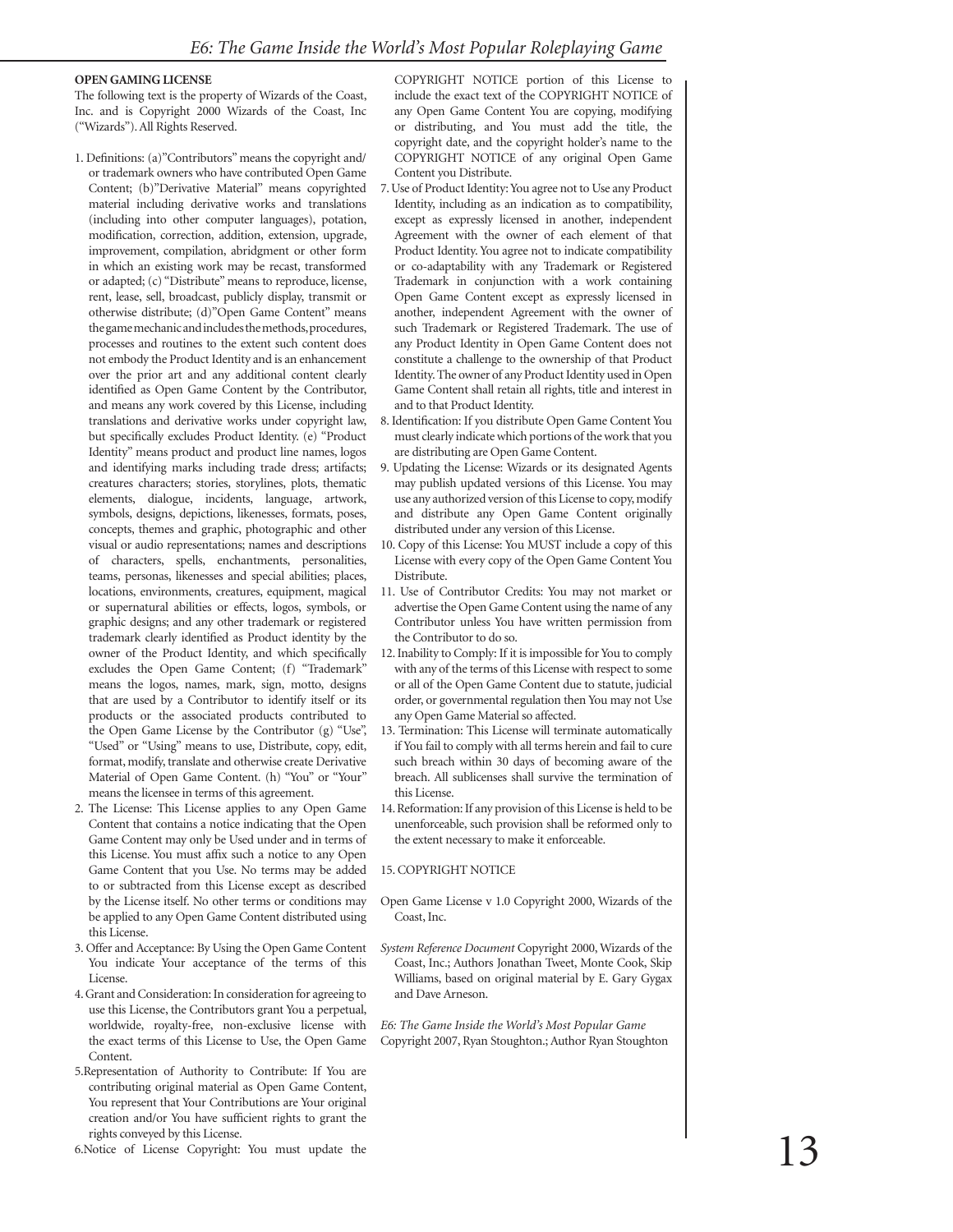**OPEN GAMING LICENSE**

The following text is the property of Wizards of the Coast, Inc. and is Copyright 2000 Wizards of the Coast, Inc ("Wizards"). All Rights Reserved.

1. Definitions: (a)"Contributors" means the copyright and/or trademark owners who have contributed Open Game Content; (b)"Derivative Material" means copyrighted material including derivative works and translations (including into other computer languages), potation, modification, correction, addition, extension, upgrade, improvement, compilation, abridgment or other form in which an existing work may be recast, transformed or adapted; (c) "Distribute" means to reproduce, license, rent, lease, sell, broadcast, publicly display, transmit or otherwise distribute; (d)"Open Game Content" means the game mechanic and includes the methods, procedures, processes and routines to the extent such content does not embody the Product Identity and is an enhancement over the prior art and any additional content clearly identified as Open Game Content by the Contributor, and means any work covered by this License, including translations and derivative works under copyright law, but specifically excludes Product Identity. (e) "Product Identity" means product and product line names, logos and identifying marks including trade dress; artifacts; creatures characters; stories, storylines, plots, thematic elements, dialogue, incidents, language, artwork, symbols, designs, depictions, likenesses, formats, poses, concepts, themes and graphic, photographic and other visual or audio representations; names and descriptions of characters, spells, enchantments, personalities, teams, personas, likenesses and special abilities; places, locations, environments, creatures, equipment, magical or supernatural abilities or effects, logos, symbols, or graphic designs; and any other trademark or registered trademark clearly identified as Product identity by the owner of the Product Identity, and which specifically excludes the Open Game Content; (f) "Trademark" means the logos, names, mark, sign, motto, designs that are used by a Contributor to identify itself or its products or the associated products contributed to the Open Game License by the Contributor (g) "Use", "Used" or "Using" means to use, Distribute, copy, edit, format, modify, translate and otherwise create Derivative Material of Open Game Content. (h) "You" or "Your" means the licensee in terms of this agreement.
2. The License: This License applies to any Open Game Content that contains a notice indicating that the Open Game Content may only be Used under and in terms of this License. You must affix such a notice to any Open Game Content that you Use. No terms may be added to or subtracted from this License except as described by the License itself. No other terms or conditions may be applied to any Open Game Content distributed using this License.
3. Offer and Acceptance: By Using the Open Game Content You indicate Your acceptance of the terms of this License.
4. Grant and Consideration: In consideration for agreeing to use this License, the Contributors grant You a perpetual, worldwide, royalty-free, non-exclusive license with the exact terms of this License to Use, the Open Game Content.
5. Representation of Authority to Contribute: If You are contributing original material as Open Game Content, You represent that Your Contributions are Your original creation and/or You have sufficient rights to grant the rights conveyed by this License.
6. Notice of License Copyright: You must update the COPYRIGHT NOTICE portion of this License to include the exact text of the COPYRIGHT NOTICE of any Open Game Content You are copying, modifying or distributing, and You must add the title, the copyright date, and the copyright holder's name to the COPYRIGHT NOTICE of any original Open Game Content you Distribute.
7. Use of Product Identity: You agree not to Use any Product Identity, including as an indication as to compatibility, except as expressly licensed in another, independent Agreement with the owner of each element of that Product Identity. You agree not to indicate compatibility or co-adaptability with any Trademark or Registered Trademark in conjunction with a work containing Open Game Content except as expressly licensed in another, independent Agreement with the owner of such Trademark or Registered Trademark. The use of any Product Identity in Open Game Content does not constitute a challenge to the ownership of that Product Identity. The owner of any Product Identity used in Open Game Content shall retain all rights, title and interest in and to that Product Identity.
8. Identification: If you distribute Open Game Content You must clearly indicate which portions of the work that you are distributing are Open Game Content.
9. Updating the License: Wizards or its designated Agents may publish updated versions of this License. You may use any authorized version of this License to copy, modify and distribute any Open Game Content originally distributed under any version of this License.
10. Copy of this License: You MUST include a copy of this License with every copy of the Open Game Content You Distribute.
11. Use of Contributor Credits: You may not market or advertise the Open Game Content using the name of any Contributor unless You have written permission from the Contributor to do so.
12. Inability to Comply: If it is impossible for You to comply with any of the terms of this License with respect to some or all of the Open Game Content due to statute, judicial order, or governmental regulation then You may not Use any Open Game Material so affected.
13. Termination: This License will terminate automatically if You fail to comply with all terms herein and fail to cure such breach within 30 days of becoming aware of the breach. All sublicenses shall survive the termination of this License.
14. Reformation: If any provision of this License is held to be unenforceable, such provision shall be reformed only to the extent necessary to make it enforceable.

15. COPYRIGHT NOTICE

Open Game License v 1.0 Copyright 2000, Wizards of the Coast, Inc.

*System Reference Document* Copyright 2000, Wizards of the Coast, Inc.; Authors Jonathan Tweet, Monte Cook, Skip Williams, based on original material by E. Gary Gygax and Dave Arneson.

*E6: The Game Inside the World's Most Popular Game* Copyright 2007, Ryan Stoughton.; Author Ryan Stoughton